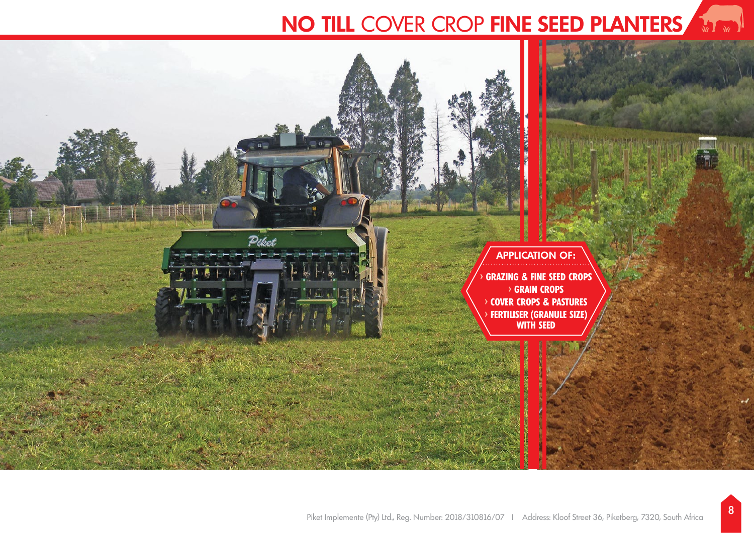# NO TILL COVER CROP FINE SEED PLANTERS

## APPLICATION OF:

- GRAZING & FINE SEED CROPS
- GRAIN CROPS
- COVER CROPS & PASTURES
- FERTILISER (GRANULE SIZE) WITH SEED

Piket Implemente (Pty) Ltd., Reg. Number: 2018/310816/07 | Address: Kloof Street 36, Piketberg, 7320, South Africa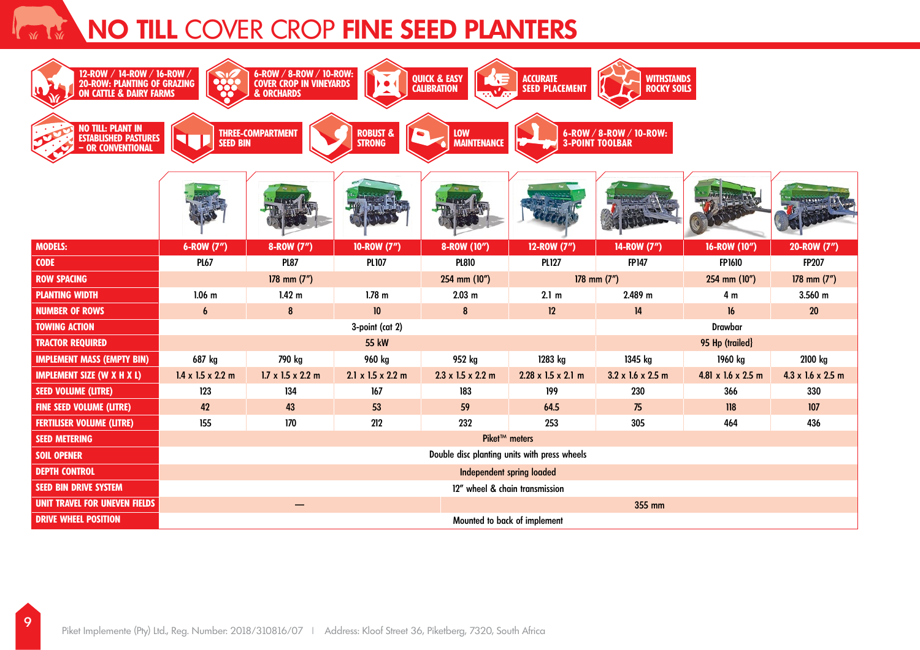# NO TILL COVER CROP FINE SEED PLANTERS

- 12-ROW / 14-ROW / 16-ROW / 20-ROW: PLANTING OF GRAZING ON CATTLE & DAIRY FARMS
- 6-ROW / 8-ROW / 10-ROW: COVER CROP IN VINEYARDS & ORCHARDS
- QUICK & EASY CALIBRATION
- ACCURATE SEED PLACEMENT
- WITHSTANDS ROCKY SOILS
- NO TILL: PLANT IN ESTABLISHED PASTURES – OR CONVENTIONAL
- THREE-COMPARTMENT SEED BIN
- ROBUST & STRONG
- LOW MAINTENANCE
- 6-ROW / 8-ROW / 10-ROW: 3-POINT TOOLBAR

| MODELS: | 6-ROW (7") | 8-ROW (7") | 10-ROW (7") | 8-ROW (10") | 12-ROW (7") | 14-ROW (7") | 16-ROW (10") | 20-ROW (7") |
|---|---|---|---|---|---|---|---|---|
| CODE | PL67 | PL87 | PL107 | PL810 | PL127 | FP147 | FP1610 | FP207 |
| ROW SPACING | 178 mm (7") | | | 254 mm (10") | 178 mm (7") | | 254 mm (10") | 178 mm (7") |
| PLANTING WIDTH | 1.06 m | 1.42 m | 1.78 m | 2.03 m | 2.1 m | 2.489 m | 4 m | 3.560 m |
| NUMBER OF ROWS | 6 | 8 | 10 | 8 | 12 | 14 | 16 | 20 |
| TOWING ACTION | 3-point (cat 2) | | | | | Drawbar | | |
| TRACTOR REQUIRED | 55 kW | | | | | 95 Hp (trailed) | | |
| IMPLEMENT MASS (EMPTY BIN) | 687 kg | 790 kg | 960 kg | 952 kg | 1283 kg | 1345 kg | 1960 kg | 2100 kg |
| IMPLEMENT SIZE (W X H X L) | 1.4 x 1.5 x 2.2 m | 1.7 x 1.5 x 2.2 m | 2.1 x 1.5 x 2.2 m | 2.3 x 1.5 x 2.2 m | 2.28 x 1.5 x 2.1 m | 3.2 x 1.6 x 2.5 m | 4.81 x 1.6 x 2.5 m | 4.3 x 1.6 x 2.5 m |
| SEED VOLUME (LITRE) | 123 | 134 | 167 | 183 | 199 | 230 | 366 | 330 |
| FINE SEED VOLUME (LITRE) | 42 | 43 | 53 | 59 | 64.5 | 75 | 118 | 107 |
| FERTILISER VOLUME (LITRE) | 155 | 170 | 212 | 232 | 253 | 305 | 464 | 436 |
| SEED METERING | Piket™ meters | | | | | | | |
| SOIL OPENER | Double disc planting units with press wheels | | | | | | | |
| DEPTH CONTROL | Independent spring loaded | | | | | | | |
| SEED BIN DRIVE SYSTEM | 12" wheel & chain transmission | | | | | | | |
| UNIT TRAVEL FOR UNEVEN FIELDS | — | | | 355 mm | | | | |
| DRIVE WHEEL POSITION | Mounted to back of implement | | | | | | | |

Piket Implemente (Pty) Ltd., Reg. Number: 2018/310816/07 | Address: Kloof Street 36, Piketberg, 7320, South Africa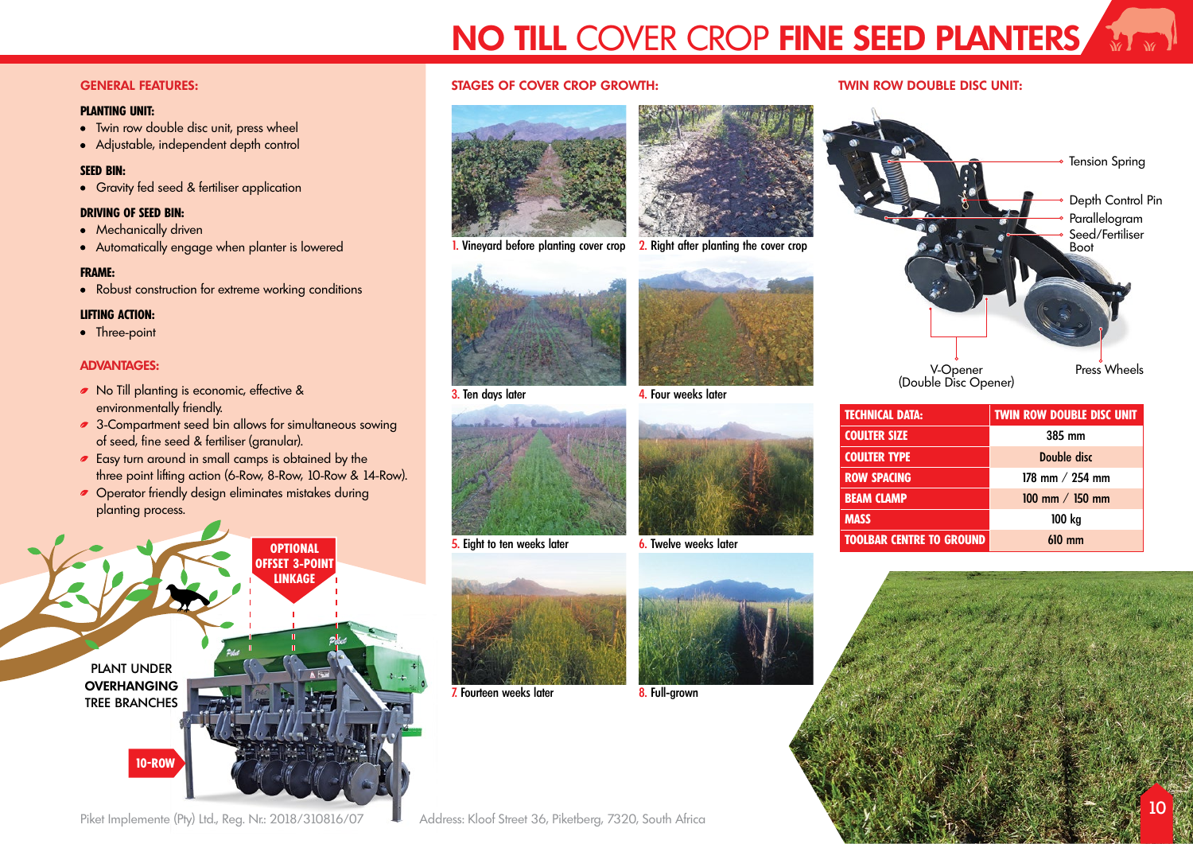# NO TILL COVER CROP FINE SEED PLANTERS

## GENERAL FEATURES:

**PLANTING UNIT:**
- Twin row double disc unit, press wheel
- Adjustable, independent depth control

**SEED BIN:**
- Gravity fed seed & fertiliser application

**DRIVING OF SEED BIN:**
- Mechanically driven
- Automatically engage when planter is lowered

**FRAME:**
- Robust construction for extreme working conditions

**LIFTING ACTION:**
- Three-point

## ADVANTAGES:

- No Till planting is economic, effective & environmentally friendly.
- 3-Compartment seed bin allows for simultaneous sowing of seed, fine seed & fertiliser (granular).
- Easy turn around in small camps is obtained by the three point lifting action (6-Row, 8-Row, 10-Row & 14-Row).
- Operator friendly design eliminates mistakes during planting process.

OPTIONAL OFFSET 3-POINT LINKAGE

PLANT UNDER OVERHANGING TREE BRANCHES

10-ROW

## STAGES OF COVER CROP GROWTH:

1. Vineyard before planting cover crop
2. Right after planting the cover crop
3. Ten days later
4. Four weeks later
5. Eight to ten weeks later
6. Twelve weeks later
7. Fourteen weeks later
8. Full-grown

## TWIN ROW DOUBLE DISC UNIT:

Tension Spring

Depth Control Pin

Parallelogram

Seed/Fertiliser Boot

V-Opener (Double Disc Opener)

Press Wheels

| TECHNICAL DATA: | TWIN ROW DOUBLE DISC UNIT |
|---|---|
| COULTER SIZE | 385 mm |
| COULTER TYPE | Double disc |
| ROW SPACING | 178 mm / 254 mm |
| BEAM CLAMP | 100 mm / 150 mm |
| MASS | 100 kg |
| TOOLBAR CENTRE TO GROUND | 610 mm |

Piket Implemente (Pty) Ltd., Reg. Nr.: 2018/310816/07    Address: Kloof Street 36, Piketberg, 7320, South Africa